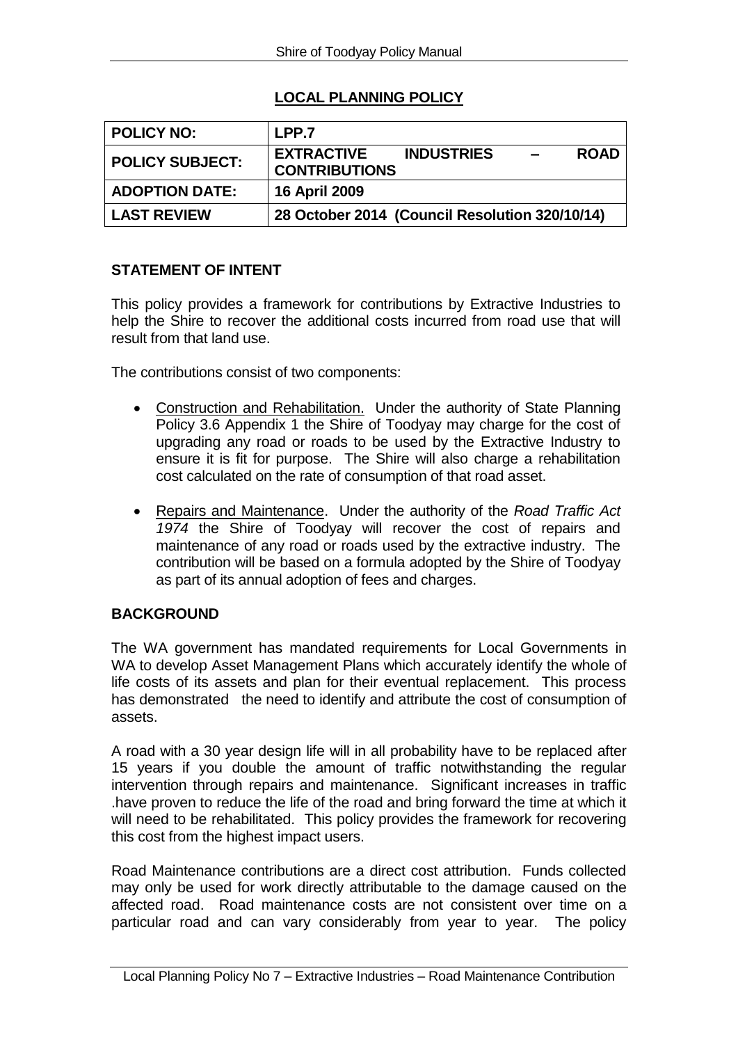## LOCAL PLANNING POLICY

| POLICY NO: | LPP.7 |
|---|---|
| POLICY SUBJECT: | EXTRACTIVE INDUSTRIES – ROAD CONTRIBUTIONS |
| ADOPTION DATE: | 16 April 2009 |
| LAST REVIEW | 28 October 2014 (Council Resolution 320/10/14) |

### STATEMENT OF INTENT

This policy provides a framework for contributions by Extractive Industries to help the Shire to recover the additional costs incurred from road use that will result from that land use.

The contributions consist of two components:

- Construction and Rehabilitation. Under the authority of State Planning Policy 3.6 Appendix 1 the Shire of Toodyay may charge for the cost of upgrading any road or roads to be used by the Extractive Industry to ensure it is fit for purpose. The Shire will also charge a rehabilitation cost calculated on the rate of consumption of that road asset.
- Repairs and Maintenance. Under the authority of the *Road Traffic Act 1974* the Shire of Toodyay will recover the cost of repairs and maintenance of any road or roads used by the extractive industry. The contribution will be based on a formula adopted by the Shire of Toodyay as part of its annual adoption of fees and charges.

### BACKGROUND

The WA government has mandated requirements for Local Governments in WA to develop Asset Management Plans which accurately identify the whole of life costs of its assets and plan for their eventual replacement. This process has demonstrated the need to identify and attribute the cost of consumption of assets.

A road with a 30 year design life will in all probability have to be replaced after 15 years if you double the amount of traffic notwithstanding the regular intervention through repairs and maintenance. Significant increases in traffic .have proven to reduce the life of the road and bring forward the time at which it will need to be rehabilitated. This policy provides the framework for recovering this cost from the highest impact users.

Road Maintenance contributions are a direct cost attribution. Funds collected may only be used for work directly attributable to the damage caused on the affected road. Road maintenance costs are not consistent over time on a particular road and can vary considerably from year to year. The policy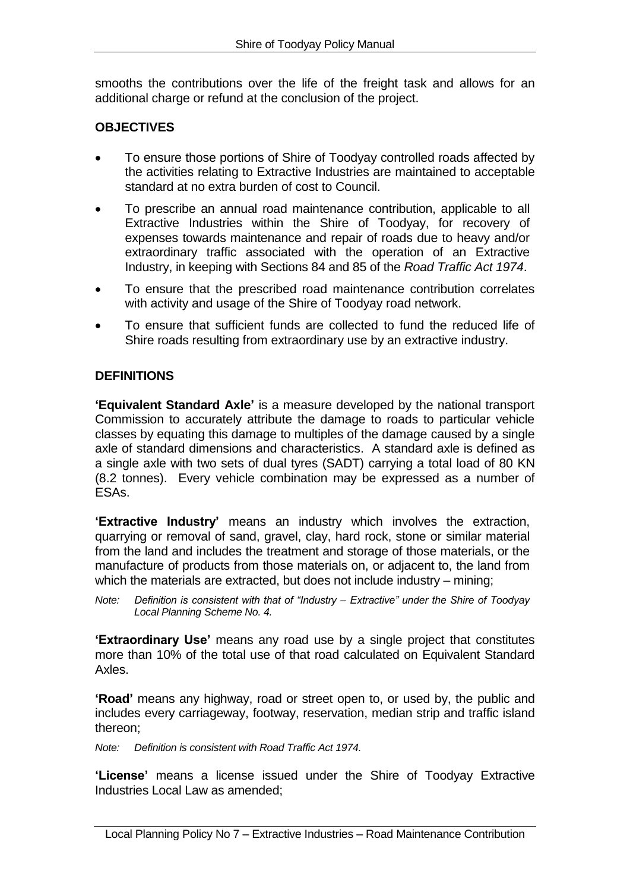smooths the contributions over the life of the freight task and allows for an additional charge or refund at the conclusion of the project.

## OBJECTIVES

- To ensure those portions of Shire of Toodyay controlled roads affected by the activities relating to Extractive Industries are maintained to acceptable standard at no extra burden of cost to Council.
- To prescribe an annual road maintenance contribution, applicable to all Extractive Industries within the Shire of Toodyay, for recovery of expenses towards maintenance and repair of roads due to heavy and/or extraordinary traffic associated with the operation of an Extractive Industry, in keeping with Sections 84 and 85 of the *Road Traffic Act 1974*.
- To ensure that the prescribed road maintenance contribution correlates with activity and usage of the Shire of Toodyay road network.
- To ensure that sufficient funds are collected to fund the reduced life of Shire roads resulting from extraordinary use by an extractive industry.

## DEFINITIONS

**'Equivalent Standard Axle'** is a measure developed by the national transport Commission to accurately attribute the damage to roads to particular vehicle classes by equating this damage to multiples of the damage caused by a single axle of standard dimensions and characteristics. A standard axle is defined as a single axle with two sets of dual tyres (SADT) carrying a total load of 80 KN (8.2 tonnes). Every vehicle combination may be expressed as a number of ESAs.

**'Extractive Industry'** means an industry which involves the extraction, quarrying or removal of sand, gravel, clay, hard rock, stone or similar material from the land and includes the treatment and storage of those materials, or the manufacture of products from those materials on, or adjacent to, the land from which the materials are extracted, but does not include industry – mining;

*Note: Definition is consistent with that of "Industry – Extractive" under the Shire of Toodyay Local Planning Scheme No. 4.*

**'Extraordinary Use'** means any road use by a single project that constitutes more than 10% of the total use of that road calculated on Equivalent Standard Axles.

**'Road'** means any highway, road or street open to, or used by, the public and includes every carriageway, footway, reservation, median strip and traffic island thereon;

*Note: Definition is consistent with Road Traffic Act 1974.*

**'License'** means a license issued under the Shire of Toodyay Extractive Industries Local Law as amended;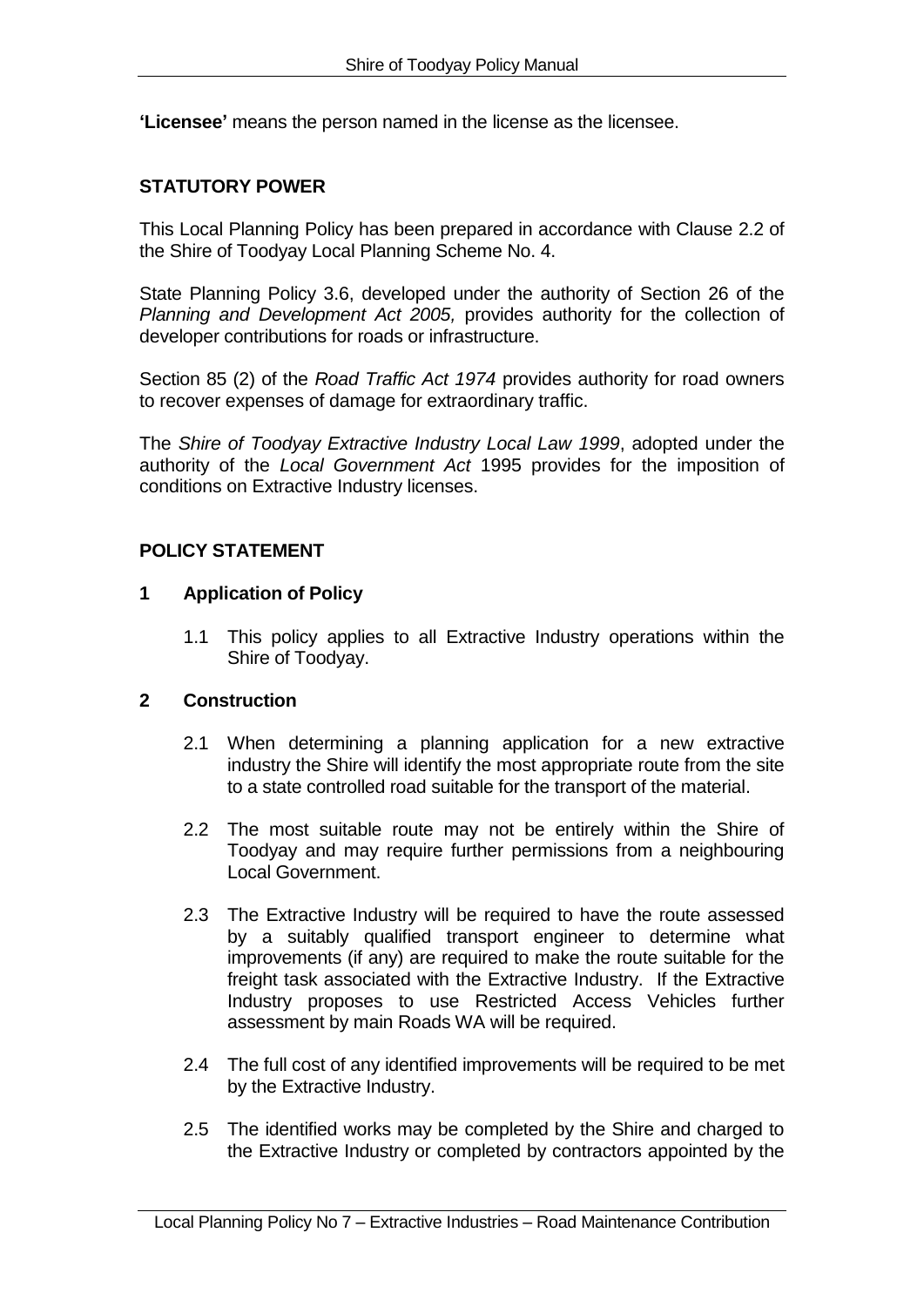**'Licensee'** means the person named in the license as the licensee.

## STATUTORY POWER

This Local Planning Policy has been prepared in accordance with Clause 2.2 of the Shire of Toodyay Local Planning Scheme No. 4.

State Planning Policy 3.6, developed under the authority of Section 26 of the *Planning and Development Act 2005,* provides authority for the collection of developer contributions for roads or infrastructure.

Section 85 (2) of the *Road Traffic Act 1974* provides authority for road owners to recover expenses of damage for extraordinary traffic.

The *Shire of Toodyay Extractive Industry Local Law 1999*, adopted under the authority of the *Local Government Act* 1995 provides for the imposition of conditions on Extractive Industry licenses.

## POLICY STATEMENT

### 1 Application of Policy

1.1 This policy applies to all Extractive Industry operations within the Shire of Toodyay.

### 2 Construction

2.1 When determining a planning application for a new extractive industry the Shire will identify the most appropriate route from the site to a state controlled road suitable for the transport of the material.

2.2 The most suitable route may not be entirely within the Shire of Toodyay and may require further permissions from a neighbouring Local Government.

2.3 The Extractive Industry will be required to have the route assessed by a suitably qualified transport engineer to determine what improvements (if any) are required to make the route suitable for the freight task associated with the Extractive Industry. If the Extractive Industry proposes to use Restricted Access Vehicles further assessment by main Roads WA will be required.

2.4 The full cost of any identified improvements will be required to be met by the Extractive Industry.

2.5 The identified works may be completed by the Shire and charged to the Extractive Industry or completed by contractors appointed by the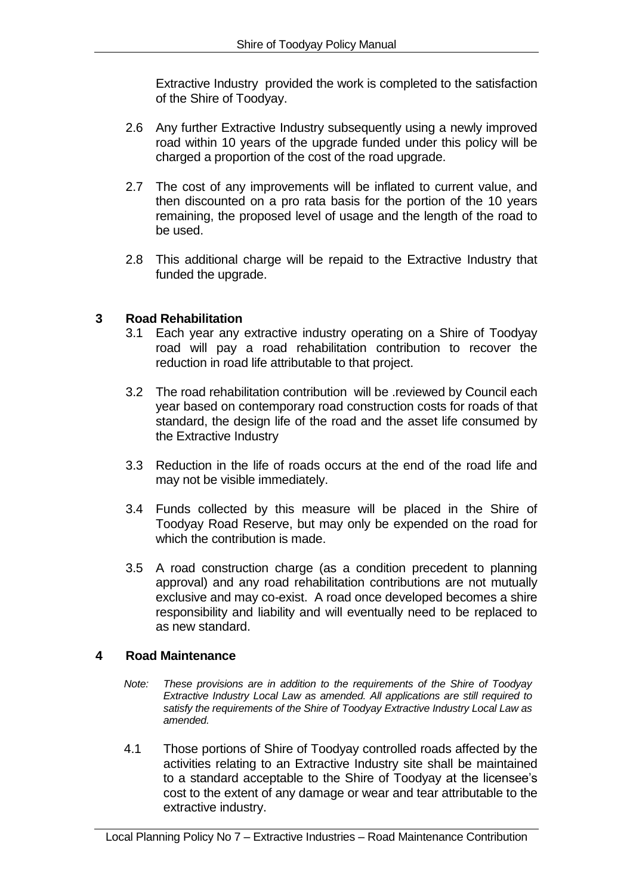Extractive Industry provided the work is completed to the satisfaction of the Shire of Toodyay.

2.6 Any further Extractive Industry subsequently using a newly improved road within 10 years of the upgrade funded under this policy will be charged a proportion of the cost of the road upgrade.

2.7 The cost of any improvements will be inflated to current value, and then discounted on a pro rata basis for the portion of the 10 years remaining, the proposed level of usage and the length of the road to be used.

2.8 This additional charge will be repaid to the Extractive Industry that funded the upgrade.

## 3 Road Rehabilitation

3.1 Each year any extractive industry operating on a Shire of Toodyay road will pay a road rehabilitation contribution to recover the reduction in road life attributable to that project.

3.2 The road rehabilitation contribution will be .reviewed by Council each year based on contemporary road construction costs for roads of that standard, the design life of the road and the asset life consumed by the Extractive Industry

3.3 Reduction in the life of roads occurs at the end of the road life and may not be visible immediately.

3.4 Funds collected by this measure will be placed in the Shire of Toodyay Road Reserve, but may only be expended on the road for which the contribution is made.

3.5 A road construction charge (as a condition precedent to planning approval) and any road rehabilitation contributions are not mutually exclusive and may co-exist. A road once developed becomes a shire responsibility and liability and will eventually need to be replaced to as new standard.

## 4 Road Maintenance

*Note: These provisions are in addition to the requirements of the Shire of Toodyay Extractive Industry Local Law as amended. All applications are still required to satisfy the requirements of the Shire of Toodyay Extractive Industry Local Law as amended.*

4.1 Those portions of Shire of Toodyay controlled roads affected by the activities relating to an Extractive Industry site shall be maintained to a standard acceptable to the Shire of Toodyay at the licensee's cost to the extent of any damage or wear and tear attributable to the extractive industry.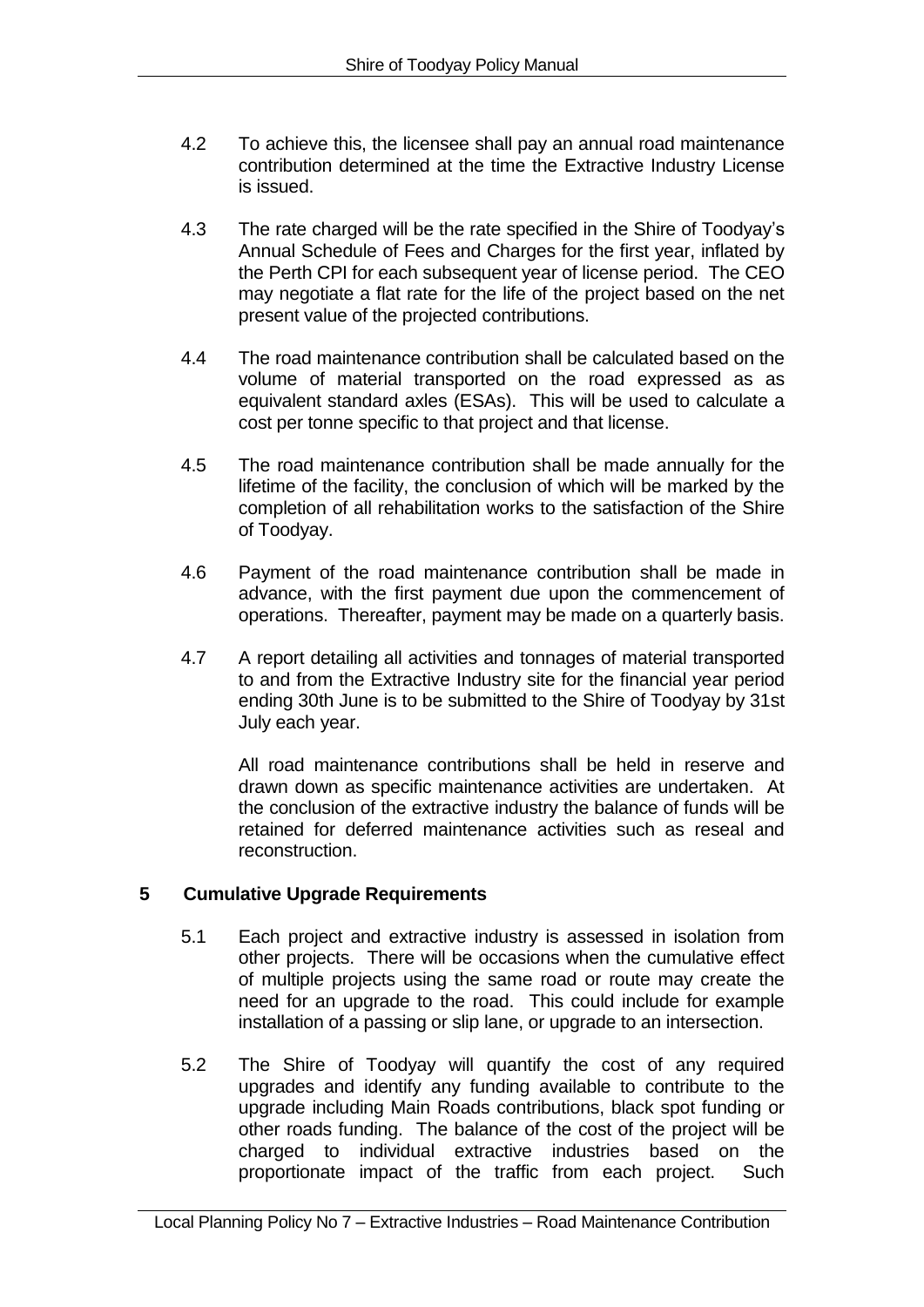4.2 To achieve this, the licensee shall pay an annual road maintenance contribution determined at the time the Extractive Industry License is issued.

4.3 The rate charged will be the rate specified in the Shire of Toodyay's Annual Schedule of Fees and Charges for the first year, inflated by the Perth CPI for each subsequent year of license period. The CEO may negotiate a flat rate for the life of the project based on the net present value of the projected contributions.

4.4 The road maintenance contribution shall be calculated based on the volume of material transported on the road expressed as as equivalent standard axles (ESAs). This will be used to calculate a cost per tonne specific to that project and that license.

4.5 The road maintenance contribution shall be made annually for the lifetime of the facility, the conclusion of which will be marked by the completion of all rehabilitation works to the satisfaction of the Shire of Toodyay.

4.6 Payment of the road maintenance contribution shall be made in advance, with the first payment due upon the commencement of operations. Thereafter, payment may be made on a quarterly basis.

4.7 A report detailing all activities and tonnages of material transported to and from the Extractive Industry site for the financial year period ending 30th June is to be submitted to the Shire of Toodyay by 31st July each year.

All road maintenance contributions shall be held in reserve and drawn down as specific maintenance activities are undertaken. At the conclusion of the extractive industry the balance of funds will be retained for deferred maintenance activities such as reseal and reconstruction.

## 5 Cumulative Upgrade Requirements

5.1 Each project and extractive industry is assessed in isolation from other projects. There will be occasions when the cumulative effect of multiple projects using the same road or route may create the need for an upgrade to the road. This could include for example installation of a passing or slip lane, or upgrade to an intersection.

5.2 The Shire of Toodyay will quantify the cost of any required upgrades and identify any funding available to contribute to the upgrade including Main Roads contributions, black spot funding or other roads funding. The balance of the cost of the project will be charged to individual extractive industries based on the proportionate impact of the traffic from each project. Such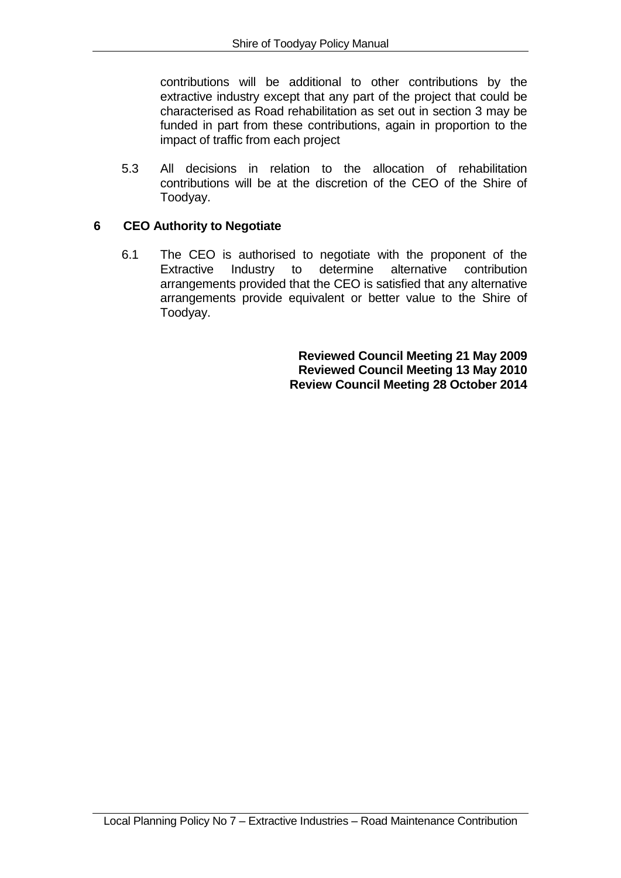contributions will be additional to other contributions by the extractive industry except that any part of the project that could be characterised as Road rehabilitation as set out in section 3 may be funded in part from these contributions, again in proportion to the impact of traffic from each project

5.3 All decisions in relation to the allocation of rehabilitation contributions will be at the discretion of the CEO of the Shire of Toodyay.

## 6 CEO Authority to Negotiate

6.1 The CEO is authorised to negotiate with the proponent of the Extractive Industry to determine alternative contribution arrangements provided that the CEO is satisfied that any alternative arrangements provide equivalent or better value to the Shire of Toodyay.

**Reviewed Council Meeting 21 May 2009**
**Reviewed Council Meeting 13 May 2010**
**Review Council Meeting 28 October 2014**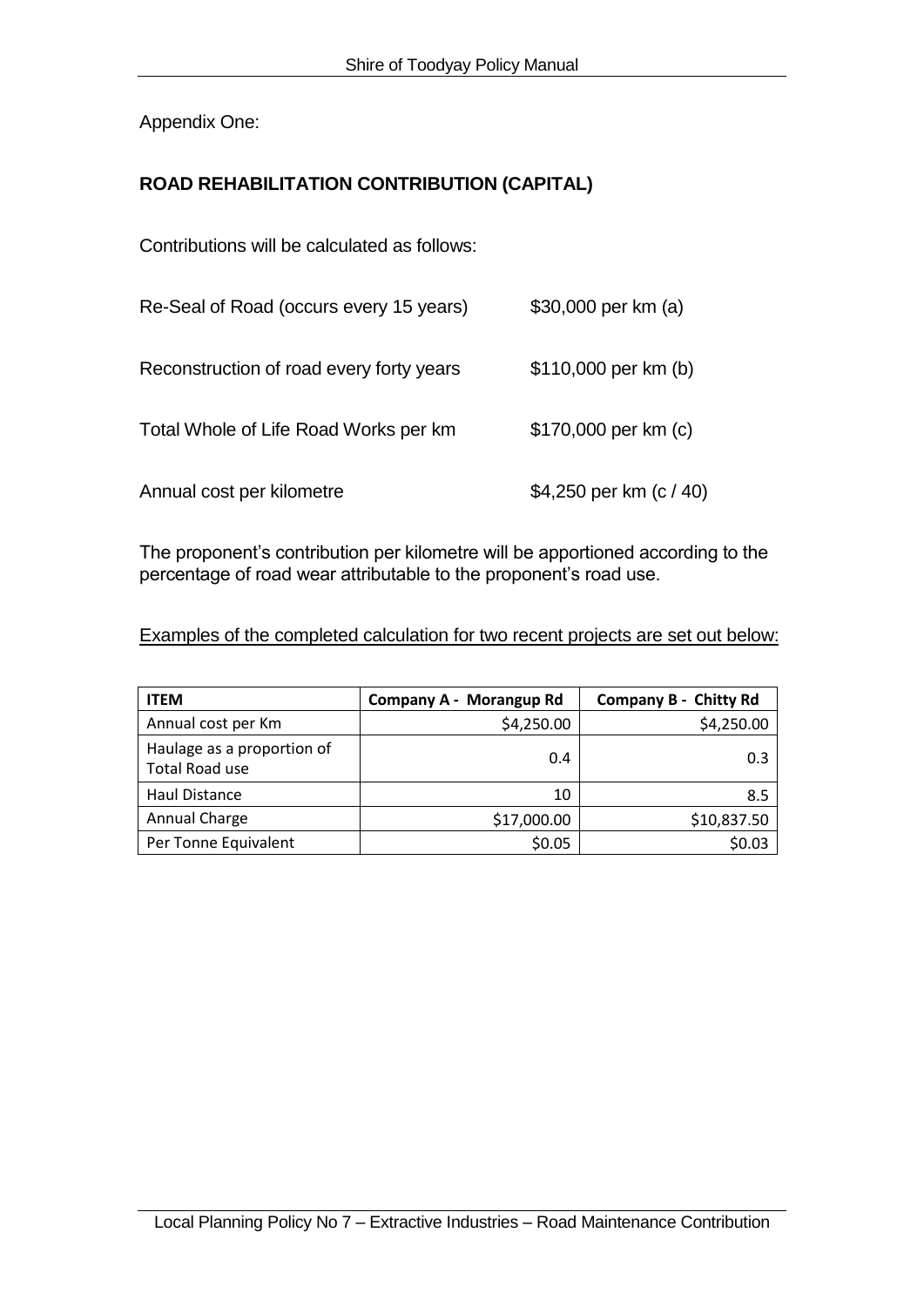Appendix One:

## ROAD REHABILITATION CONTRIBUTION (CAPITAL)

Contributions will be calculated as follows:

| | |
|---|---|
| Re-Seal of Road (occurs every 15 years) | $30,000 per km (a) |
| Reconstruction of road every forty years | $110,000 per km (b) |
| Total Whole of Life Road Works per km | $170,000 per km (c) |
| Annual cost per kilometre | $4,250 per km (c / 40) |

The proponent's contribution per kilometre will be apportioned according to the percentage of road wear attributable to the proponent's road use.

Examples of the completed calculation for two recent projects are set out below:

| ITEM | Company A - Morangup Rd | Company B - Chitty Rd |
|---|---|---|
| Annual cost per Km | $4,250.00 | $4,250.00 |
| Haulage as a proportion of Total Road use | 0.4 | 0.3 |
| Haul Distance | 10 | 8.5 |
| Annual Charge | $17,000.00 | $10,837.50 |
| Per Tonne Equivalent | $0.05 | $0.03 |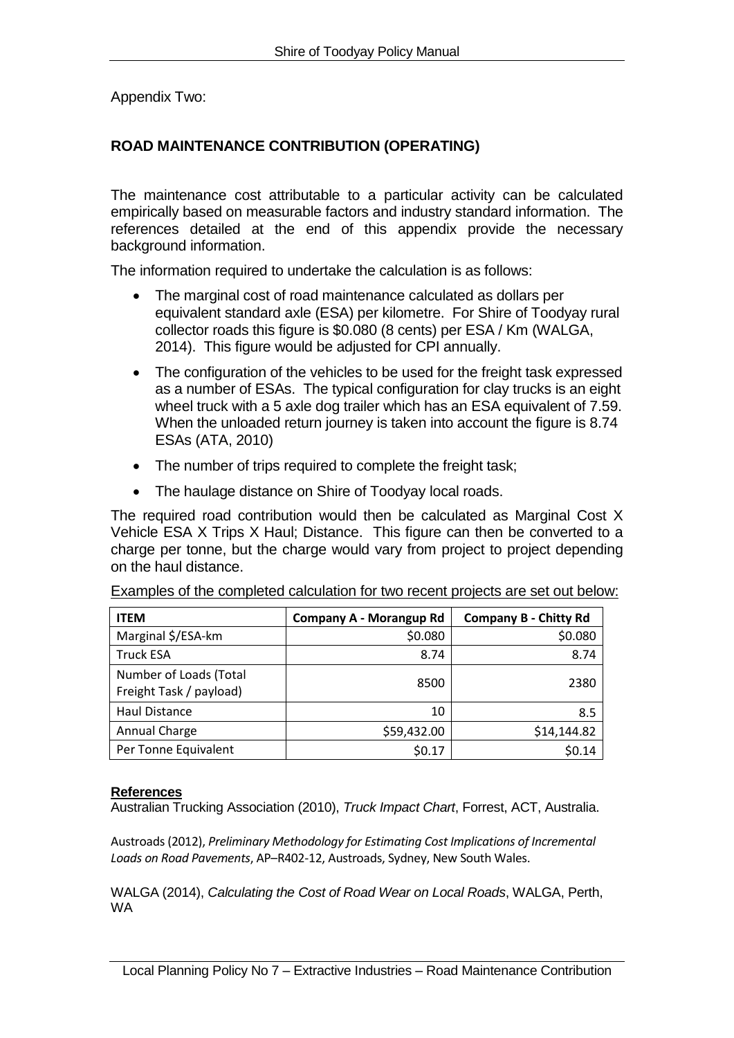Appendix Two:

## ROAD MAINTENANCE CONTRIBUTION (OPERATING)

The maintenance cost attributable to a particular activity can be calculated empirically based on measurable factors and industry standard information. The references detailed at the end of this appendix provide the necessary background information.

The information required to undertake the calculation is as follows:

- The marginal cost of road maintenance calculated as dollars per equivalent standard axle (ESA) per kilometre. For Shire of Toodyay rural collector roads this figure is $0.080 (8 cents) per ESA / Km (WALGA, 2014). This figure would be adjusted for CPI annually.
- The configuration of the vehicles to be used for the freight task expressed as a number of ESAs. The typical configuration for clay trucks is an eight wheel truck with a 5 axle dog trailer which has an ESA equivalent of 7.59. When the unloaded return journey is taken into account the figure is 8.74 ESAs (ATA, 2010)
- The number of trips required to complete the freight task;
- The haulage distance on Shire of Toodyay local roads.

The required road contribution would then be calculated as Marginal Cost X Vehicle ESA X Trips X Haul; Distance. This figure can then be converted to a charge per tonne, but the charge would vary from project to project depending on the haul distance.

Examples of the completed calculation for two recent projects are set out below:

| ITEM | Company A - Morangup Rd | Company B - Chitty Rd |
|---|---|---|
| Marginal $/ESA-km | $0.080 | $0.080 |
| Truck ESA | 8.74 | 8.74 |
| Number of Loads (Total Freight Task / payload) | 8500 | 2380 |
| Haul Distance | 10 | 8.5 |
| Annual Charge | $59,432.00 | $14,144.82 |
| Per Tonne Equivalent | $0.17 | $0.14 |

**References**

Australian Trucking Association (2010), *Truck Impact Chart*, Forrest, ACT, Australia.

Austroads (2012), *Preliminary Methodology for Estimating Cost Implications of Incremental Loads on Road Pavements*, AP–R402-12, Austroads, Sydney, New South Wales.

WALGA (2014), *Calculating the Cost of Road Wear on Local Roads*, WALGA, Perth, WA